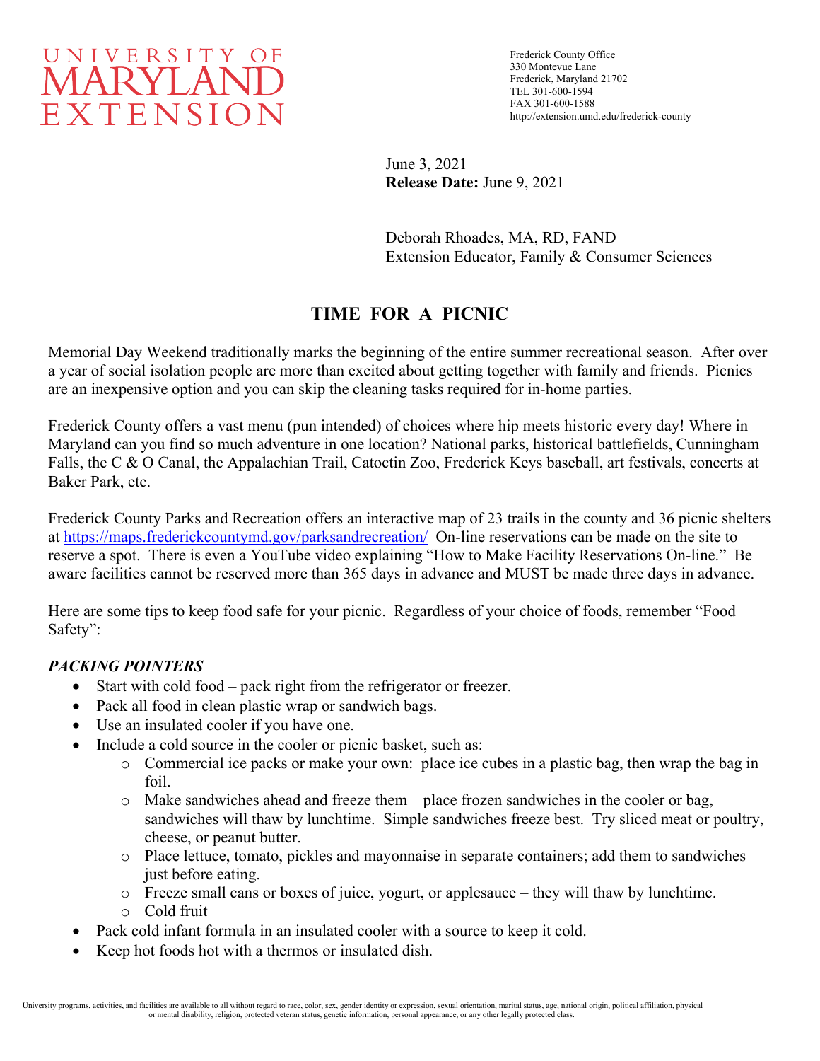UNIVERSITY OF
MARYLAND
EXTENSION

Frederick County Office
330 Montevue Lane
Frederick, Maryland 21702
TEL 301-600-1594
FAX 301-600-1588
http://extension.umd.edu/frederick-county

June 3, 2021
**Release Date:** June 9, 2021

Deborah Rhoades, MA, RD, FAND
Extension Educator, Family & Consumer Sciences

# TIME FOR A PICNIC

Memorial Day Weekend traditionally marks the beginning of the entire summer recreational season. After over a year of social isolation people are more than excited about getting together with family and friends. Picnics are an inexpensive option and you can skip the cleaning tasks required for in-home parties.

Frederick County offers a vast menu (pun intended) of choices where hip meets historic every day! Where in Maryland can you find so much adventure in one location? National parks, historical battlefields, Cunningham Falls, the C & O Canal, the Appalachian Trail, Catoctin Zoo, Frederick Keys baseball, art festivals, concerts at Baker Park, etc.

Frederick County Parks and Recreation offers an interactive map of 23 trails in the county and 36 picnic shelters at [https://maps.frederickcountymd.gov/parksandrecreation/](https://maps.frederickcountymd.gov/parksandrecreation/) On-line reservations can be made on the site to reserve a spot. There is even a YouTube video explaining "How to Make Facility Reservations On-line." Be aware facilities cannot be reserved more than 365 days in advance and MUST be made three days in advance.

Here are some tips to keep food safe for your picnic. Regardless of your choice of foods, remember "Food Safety":

### *PACKING POINTERS*

- Start with cold food – pack right from the refrigerator or freezer.
- Pack all food in clean plastic wrap or sandwich bags.
- Use an insulated cooler if you have one.
- Include a cold source in the cooler or picnic basket, such as:
    - Commercial ice packs or make your own: place ice cubes in a plastic bag, then wrap the bag in foil.
    - Make sandwiches ahead and freeze them – place frozen sandwiches in the cooler or bag, sandwiches will thaw by lunchtime. Simple sandwiches freeze best. Try sliced meat or poultry, cheese, or peanut butter.
    - Place lettuce, tomato, pickles and mayonnaise in separate containers; add them to sandwiches just before eating.
    - Freeze small cans or boxes of juice, yogurt, or applesauce – they will thaw by lunchtime.
    - Cold fruit
- Pack cold infant formula in an insulated cooler with a source to keep it cold.
- Keep hot foods hot with a thermos or insulated dish.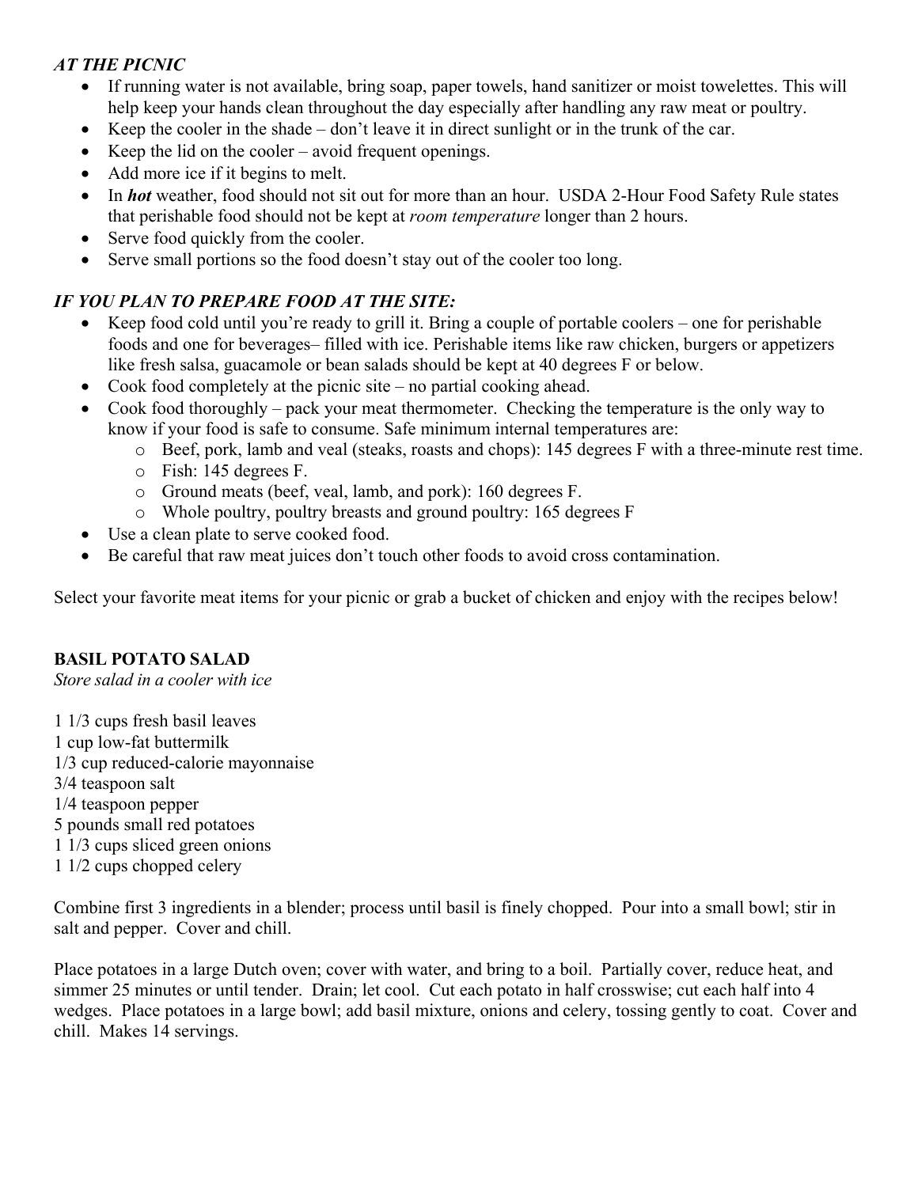### *AT THE PICNIC*

- If running water is not available, bring soap, paper towels, hand sanitizer or moist towelettes. This will help keep your hands clean throughout the day especially after handling any raw meat or poultry.
- Keep the cooler in the shade – don't leave it in direct sunlight or in the trunk of the car.
- Keep the lid on the cooler – avoid frequent openings.
- Add more ice if it begins to melt.
- In ***hot*** weather, food should not sit out for more than an hour. USDA 2-Hour Food Safety Rule states that perishable food should not be kept at *room temperature* longer than 2 hours.
- Serve food quickly from the cooler.
- Serve small portions so the food doesn't stay out of the cooler too long.

### *IF YOU PLAN TO PREPARE FOOD AT THE SITE:*

- Keep food cold until you're ready to grill it. Bring a couple of portable coolers – one for perishable foods and one for beverages– filled with ice. Perishable items like raw chicken, burgers or appetizers like fresh salsa, guacamole or bean salads should be kept at 40 degrees F or below.
- Cook food completely at the picnic site – no partial cooking ahead.
- Cook food thoroughly – pack your meat thermometer. Checking the temperature is the only way to know if your food is safe to consume. Safe minimum internal temperatures are:
  - Beef, pork, lamb and veal (steaks, roasts and chops): 145 degrees F with a three-minute rest time.
  - Fish: 145 degrees F.
  - Ground meats (beef, veal, lamb, and pork): 160 degrees F.
  - Whole poultry, poultry breasts and ground poultry: 165 degrees F
- Use a clean plate to serve cooked food.
- Be careful that raw meat juices don't touch other foods to avoid cross contamination.

Select your favorite meat items for your picnic or grab a bucket of chicken and enjoy with the recipes below!

### BASIL POTATO SALAD

*Store salad in a cooler with ice*

1 1/3 cups fresh basil leaves
1 cup low-fat buttermilk
1/3 cup reduced-calorie mayonnaise
3/4 teaspoon salt
1/4 teaspoon pepper
5 pounds small red potatoes
1 1/3 cups sliced green onions
1 1/2 cups chopped celery

Combine first 3 ingredients in a blender; process until basil is finely chopped. Pour into a small bowl; stir in salt and pepper. Cover and chill.

Place potatoes in a large Dutch oven; cover with water, and bring to a boil. Partially cover, reduce heat, and simmer 25 minutes or until tender. Drain; let cool. Cut each potato in half crosswise; cut each half into 4 wedges. Place potatoes in a large bowl; add basil mixture, onions and celery, tossing gently to coat. Cover and chill. Makes 14 servings.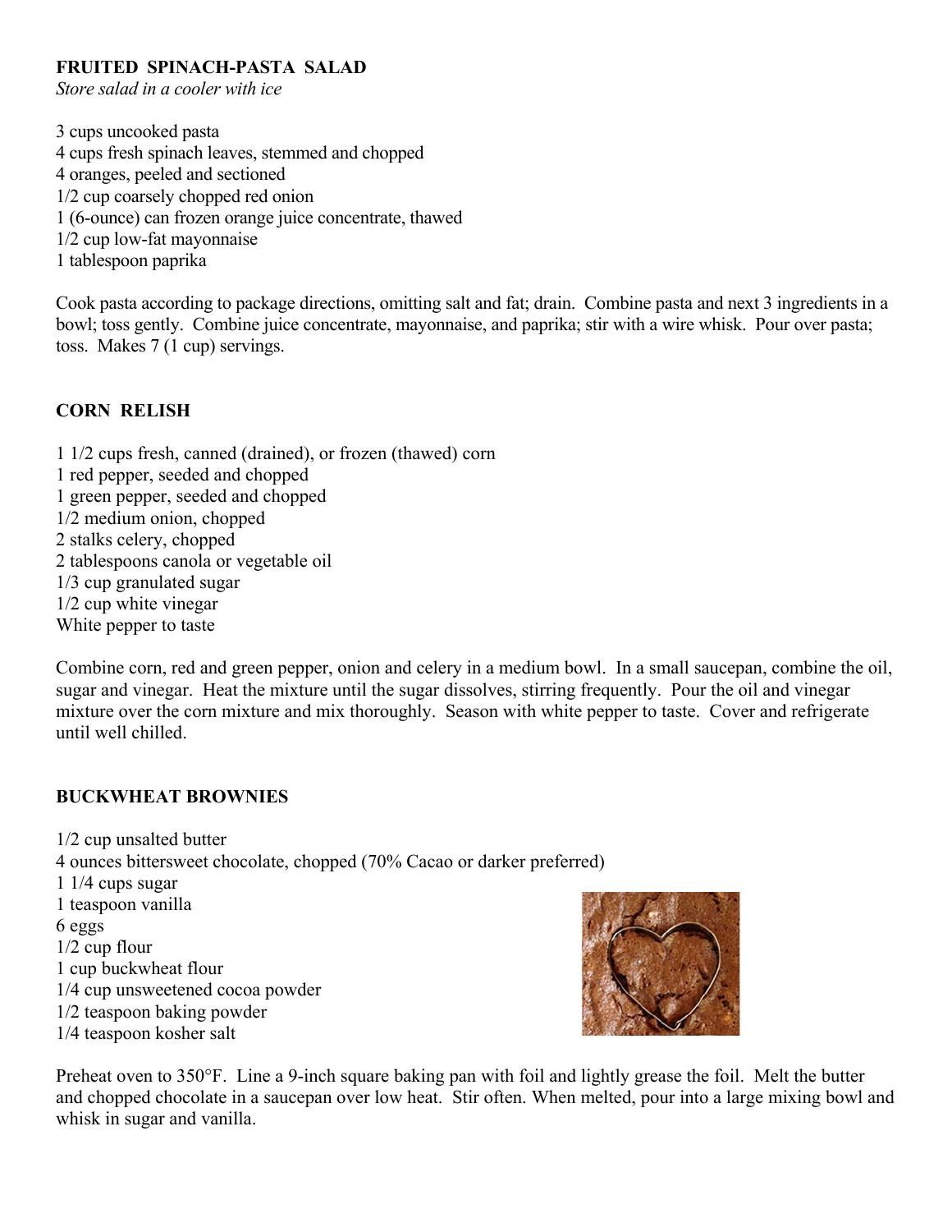**FRUITED SPINACH-PASTA SALAD**
*Store salad in a cooler with ice*

3 cups uncooked pasta
4 cups fresh spinach leaves, stemmed and chopped
4 oranges, peeled and sectioned
1/2 cup coarsely chopped red onion
1 (6-ounce) can frozen orange juice concentrate, thawed
1/2 cup low-fat mayonnaise
1 tablespoon paprika

Cook pasta according to package directions, omitting salt and fat; drain. Combine pasta and next 3 ingredients in a bowl; toss gently. Combine juice concentrate, mayonnaise, and paprika; stir with a wire whisk. Pour over pasta; toss. Makes 7 (1 cup) servings.

**CORN RELISH**

1 1/2 cups fresh, canned (drained), or frozen (thawed) corn
1 red pepper, seeded and chopped
1 green pepper, seeded and chopped
1/2 medium onion, chopped
2 stalks celery, chopped
2 tablespoons canola or vegetable oil
1/3 cup granulated sugar
1/2 cup white vinegar
White pepper to taste

Combine corn, red and green pepper, onion and celery in a medium bowl. In a small saucepan, combine the oil, sugar and vinegar. Heat the mixture until the sugar dissolves, stirring frequently. Pour the oil and vinegar mixture over the corn mixture and mix thoroughly. Season with white pepper to taste. Cover and refrigerate until well chilled.

**BUCKWHEAT BROWNIES**

1/2 cup unsalted butter
4 ounces bittersweet chocolate, chopped (70% Cacao or darker preferred)
1 1/4 cups sugar
1 teaspoon vanilla
6 eggs
1/2 cup flour
1 cup buckwheat flour
1/4 cup unsweetened cocoa powder
1/2 teaspoon baking powder
1/4 teaspoon kosher salt

Preheat oven to 350°F. Line a 9-inch square baking pan with foil and lightly grease the foil. Melt the butter and chopped chocolate in a saucepan over low heat. Stir often. When melted, pour into a large mixing bowl and whisk in sugar and vanilla.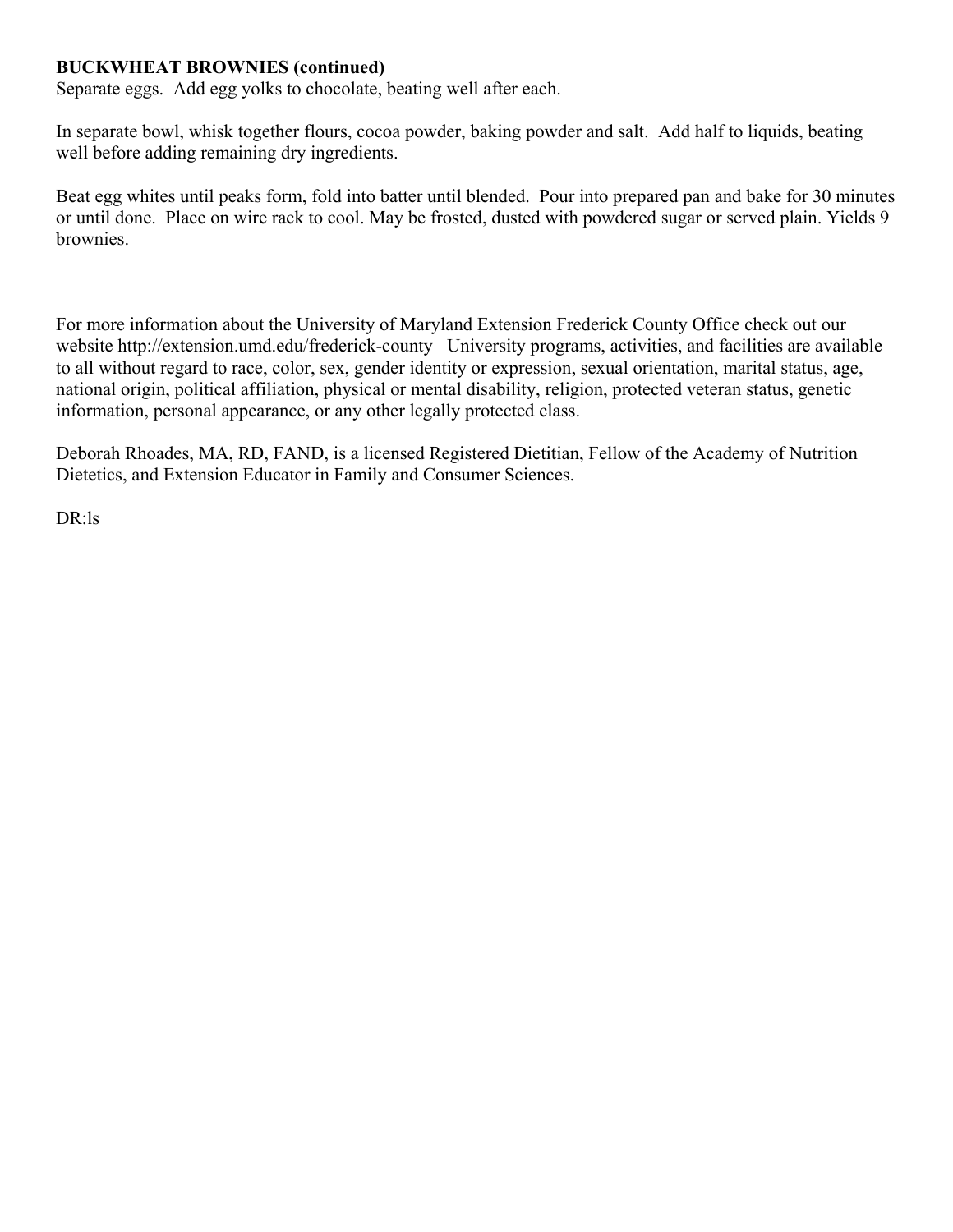**BUCKWHEAT BROWNIES (continued)**
Separate eggs. Add egg yolks to chocolate, beating well after each.

In separate bowl, whisk together flours, cocoa powder, baking powder and salt. Add half to liquids, beating well before adding remaining dry ingredients.

Beat egg whites until peaks form, fold into batter until blended. Pour into prepared pan and bake for 30 minutes or until done. Place on wire rack to cool. May be frosted, dusted with powdered sugar or served plain. Yields 9 brownies.

For more information about the University of Maryland Extension Frederick County Office check out our website http://extension.umd.edu/frederick-county University programs, activities, and facilities are available to all without regard to race, color, sex, gender identity or expression, sexual orientation, marital status, age, national origin, political affiliation, physical or mental disability, religion, protected veteran status, genetic information, personal appearance, or any other legally protected class.

Deborah Rhoades, MA, RD, FAND, is a licensed Registered Dietitian, Fellow of the Academy of Nutrition Dietetics, and Extension Educator in Family and Consumer Sciences.

DR:ls